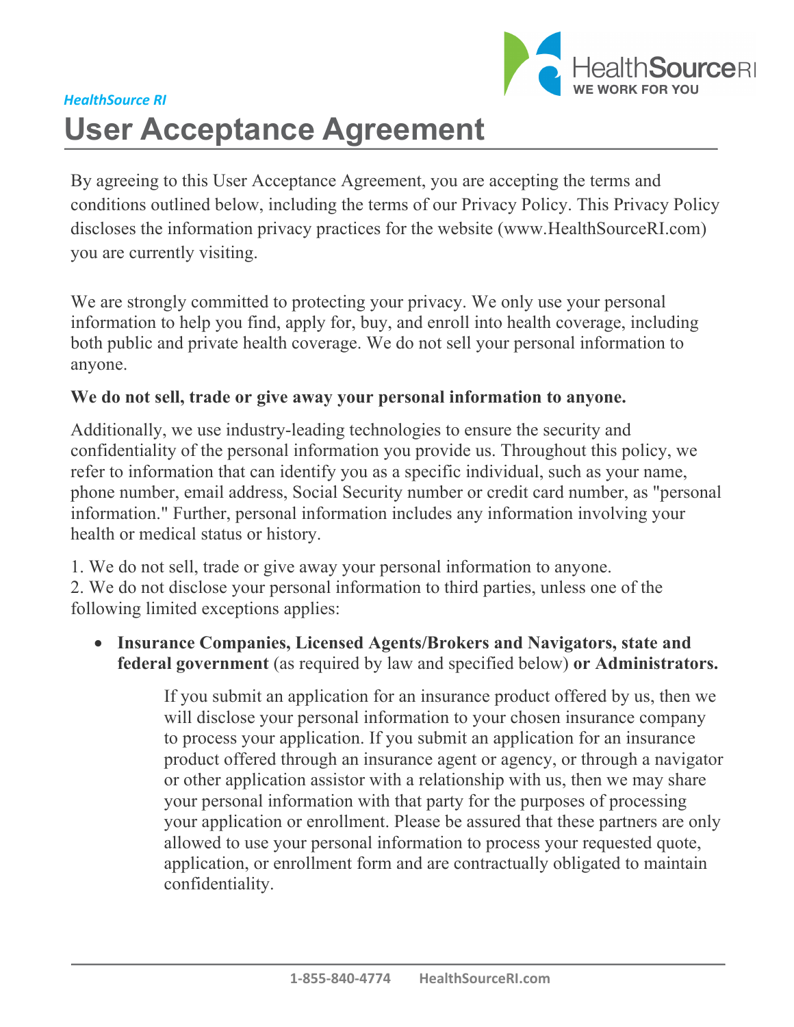*HealthSource RI*

# User Acceptance Agreement

By agreeing to this User Acceptance Agreement, you are accepting the terms and conditions outlined below, including the terms of our Privacy Policy. This Privacy Policy discloses the information privacy practices for the website (www.HealthSourceRI.com) you are currently visiting.

We are strongly committed to protecting your privacy. We only use your personal information to help you find, apply for, buy, and enroll into health coverage, including both public and private health coverage. We do not sell your personal information to anyone.

**We do not sell, trade or give away your personal information to anyone.**

Additionally, we use industry-leading technologies to ensure the security and confidentiality of the personal information you provide us. Throughout this policy, we refer to information that can identify you as a specific individual, such as your name, phone number, email address, Social Security number or credit card number, as "personal information." Further, personal information includes any information involving your health or medical status or history.

1. We do not sell, trade or give away your personal information to anyone.
2. We do not disclose your personal information to third parties, unless one of the following limited exceptions applies:

- **Insurance Companies, Licensed Agents/Brokers and Navigators, state and federal government** (as required by law and specified below) **or Administrators.**

  If you submit an application for an insurance product offered by us, then we will disclose your personal information to your chosen insurance company to process your application. If you submit an application for an insurance product offered through an insurance agent or agency, or through a navigator or other application assistor with a relationship with us, then we may share your personal information with that party for the purposes of processing your application or enrollment. Please be assured that these partners are only allowed to use your personal information to process your requested quote, application, or enrollment form and are contractually obligated to maintain confidentiality.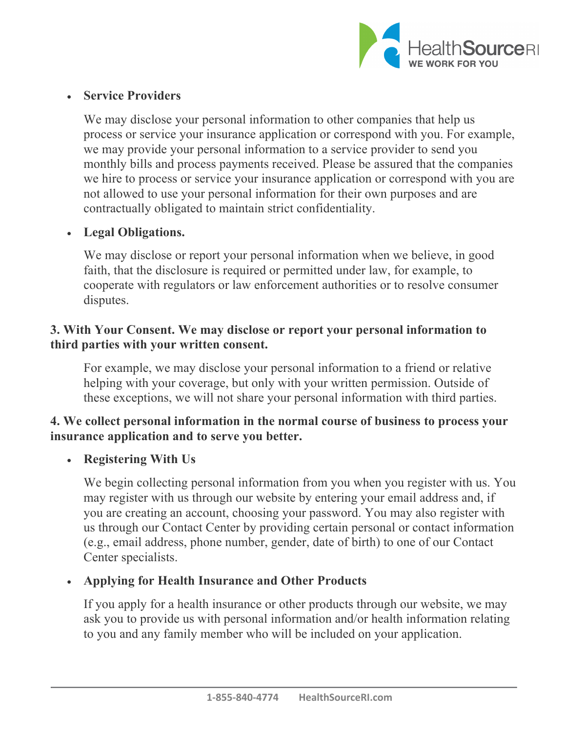- **Service Providers**

  We may disclose your personal information to other companies that help us process or service your insurance application or correspond with you. For example, we may provide your personal information to a service provider to send you monthly bills and process payments received. Please be assured that the companies we hire to process or service your insurance application or correspond with you are not allowed to use your personal information for their own purposes and are contractually obligated to maintain strict confidentiality.

- **Legal Obligations.**

  We may disclose or report your personal information when we believe, in good faith, that the disclosure is required or permitted under law, for example, to cooperate with regulators or law enforcement authorities or to resolve consumer disputes.

**3. With Your Consent. We may disclose or report your personal information to third parties with your written consent.**

For example, we may disclose your personal information to a friend or relative helping with your coverage, but only with your written permission. Outside of these exceptions, we will not share your personal information with third parties.

**4. We collect personal information in the normal course of business to process your insurance application and to serve you better.**

- **Registering With Us**

  We begin collecting personal information from you when you register with us. You may register with us through our website by entering your email address and, if you are creating an account, choosing your password. You may also register with us through our Contact Center by providing certain personal or contact information (e.g., email address, phone number, gender, date of birth) to one of our Contact Center specialists.

- **Applying for Health Insurance and Other Products**

  If you apply for a health insurance or other products through our website, we may ask you to provide us with personal information and/or health information relating to you and any family member who will be included on your application.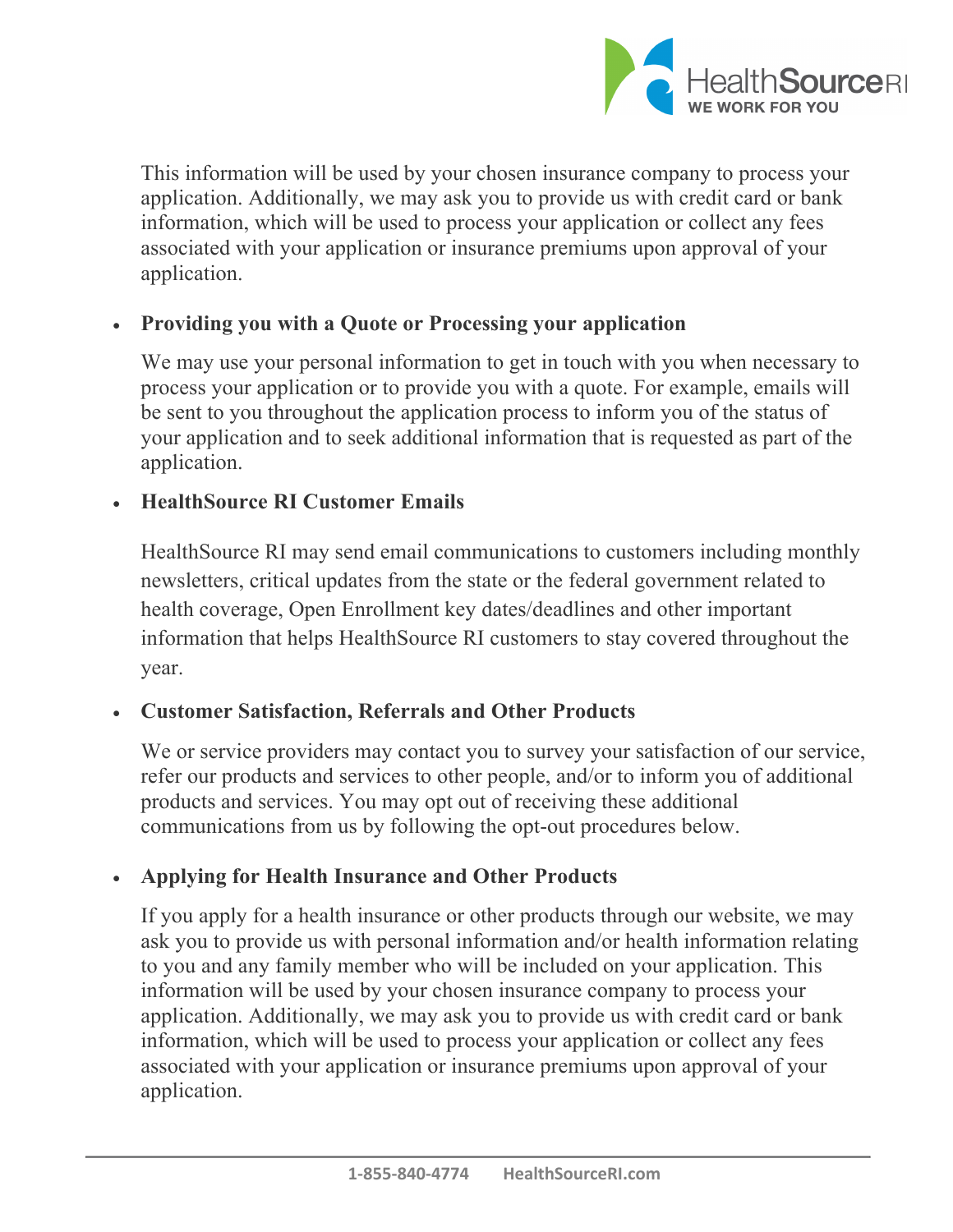This information will be used by your chosen insurance company to process your application. Additionally, we may ask you to provide us with credit card or bank information, which will be used to process your application or collect any fees associated with your application or insurance premiums upon approval of your application.

- **Providing you with a Quote or Processing your application**

  We may use your personal information to get in touch with you when necessary to process your application or to provide you with a quote. For example, emails will be sent to you throughout the application process to inform you of the status of your application and to seek additional information that is requested as part of the application.

- **HealthSource RI Customer Emails**

  HealthSource RI may send email communications to customers including monthly newsletters, critical updates from the state or the federal government related to health coverage, Open Enrollment key dates/deadlines and other important information that helps HealthSource RI customers to stay covered throughout the year.

- **Customer Satisfaction, Referrals and Other Products**

  We or service providers may contact you to survey your satisfaction of our service, refer our products and services to other people, and/or to inform you of additional products and services. You may opt out of receiving these additional communications from us by following the opt-out procedures below.

- **Applying for Health Insurance and Other Products**

  If you apply for a health insurance or other products through our website, we may ask you to provide us with personal information and/or health information relating to you and any family member who will be included on your application. This information will be used by your chosen insurance company to process your application. Additionally, we may ask you to provide us with credit card or bank information, which will be used to process your application or collect any fees associated with your application or insurance premiums upon approval of your application.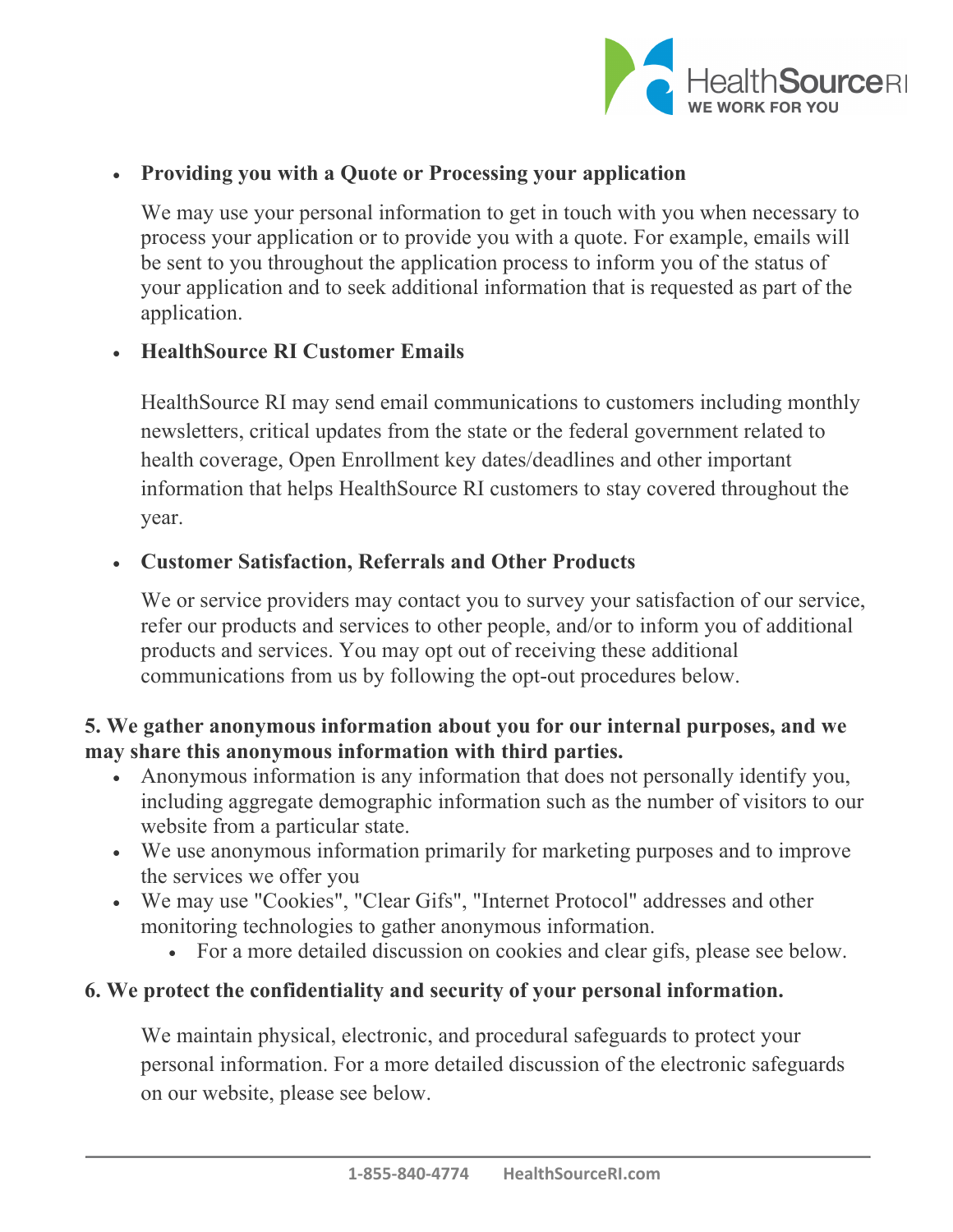- **Providing you with a Quote or Processing your application**

  We may use your personal information to get in touch with you when necessary to process your application or to provide you with a quote. For example, emails will be sent to you throughout the application process to inform you of the status of your application and to seek additional information that is requested as part of the application.

- **HealthSource RI Customer Emails**

  HealthSource RI may send email communications to customers including monthly newsletters, critical updates from the state or the federal government related to health coverage, Open Enrollment key dates/deadlines and other important information that helps HealthSource RI customers to stay covered throughout the year.

- **Customer Satisfaction, Referrals and Other Products**

  We or service providers may contact you to survey your satisfaction of our service, refer our products and services to other people, and/or to inform you of additional products and services. You may opt out of receiving these additional communications from us by following the opt-out procedures below.

**5. We gather anonymous information about you for our internal purposes, and we may share this anonymous information with third parties.**

- Anonymous information is any information that does not personally identify you, including aggregate demographic information such as the number of visitors to our website from a particular state.
- We use anonymous information primarily for marketing purposes and to improve the services we offer you
- We may use "Cookies", "Clear Gifs", "Internet Protocol" addresses and other monitoring technologies to gather anonymous information.
  - For a more detailed discussion on cookies and clear gifs, please see below.

**6. We protect the confidentiality and security of your personal information.**

We maintain physical, electronic, and procedural safeguards to protect your personal information. For a more detailed discussion of the electronic safeguards on our website, please see below.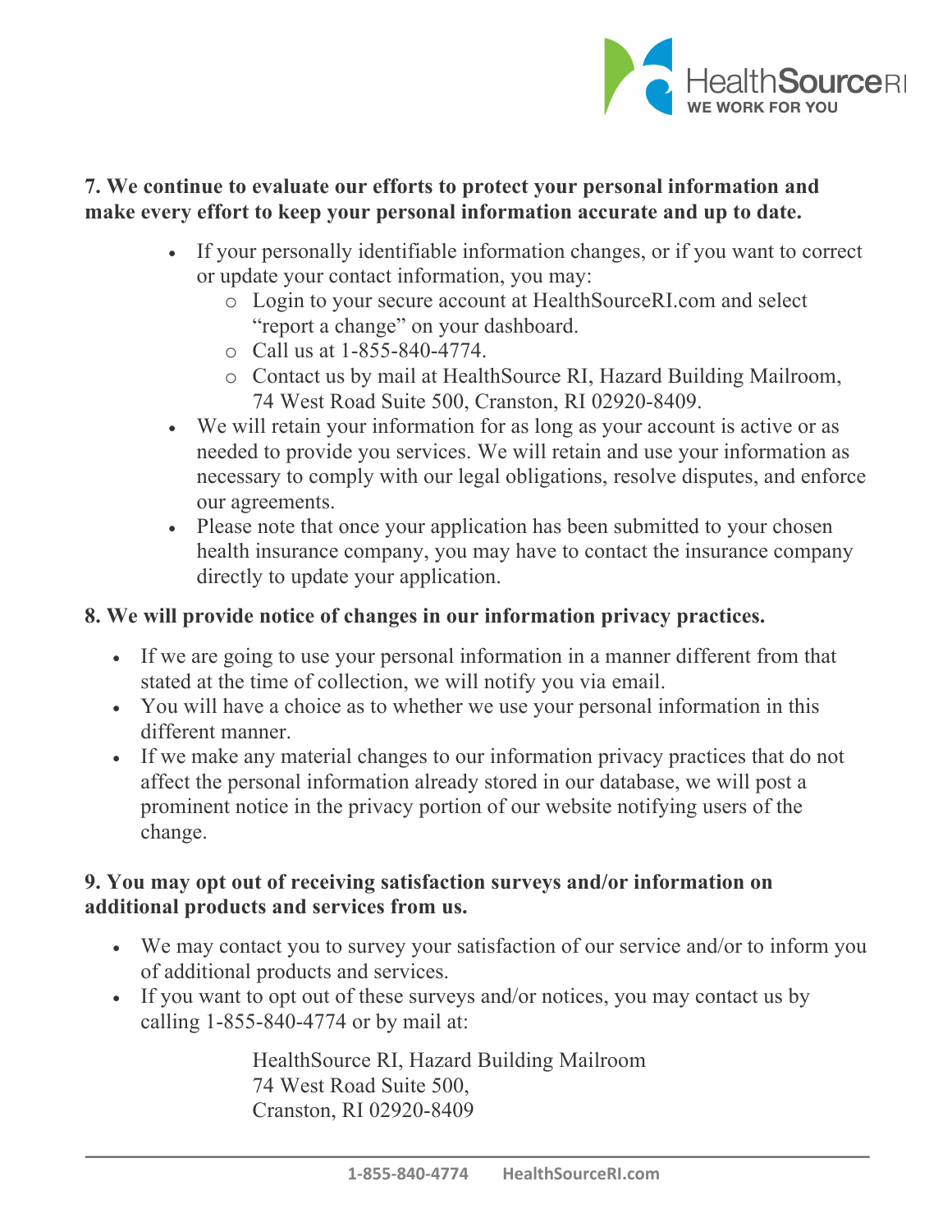**7. We continue to evaluate our efforts to protect your personal information and make every effort to keep your personal information accurate and up to date.**

- If your personally identifiable information changes, or if you want to correct or update your contact information, you may:
  - Login to your secure account at HealthSourceRI.com and select "report a change" on your dashboard.
  - Call us at 1-855-840-4774.
  - Contact us by mail at HealthSource RI, Hazard Building Mailroom, 74 West Road Suite 500, Cranston, RI 02920-8409.
- We will retain your information for as long as your account is active or as needed to provide you services. We will retain and use your information as necessary to comply with our legal obligations, resolve disputes, and enforce our agreements.
- Please note that once your application has been submitted to your chosen health insurance company, you may have to contact the insurance company directly to update your application.

**8. We will provide notice of changes in our information privacy practices.**

- If we are going to use your personal information in a manner different from that stated at the time of collection, we will notify you via email.
- You will have a choice as to whether we use your personal information in this different manner.
- If we make any material changes to our information privacy practices that do not affect the personal information already stored in our database, we will post a prominent notice in the privacy portion of our website notifying users of the change.

**9. You may opt out of receiving satisfaction surveys and/or information on additional products and services from us.**

- We may contact you to survey your satisfaction of our service and/or to inform you of additional products and services.
- If you want to opt out of these surveys and/or notices, you may contact us by calling 1-855-840-4774 or by mail at:

HealthSource RI, Hazard Building Mailroom
74 West Road Suite 500,
Cranston, RI 02920-8409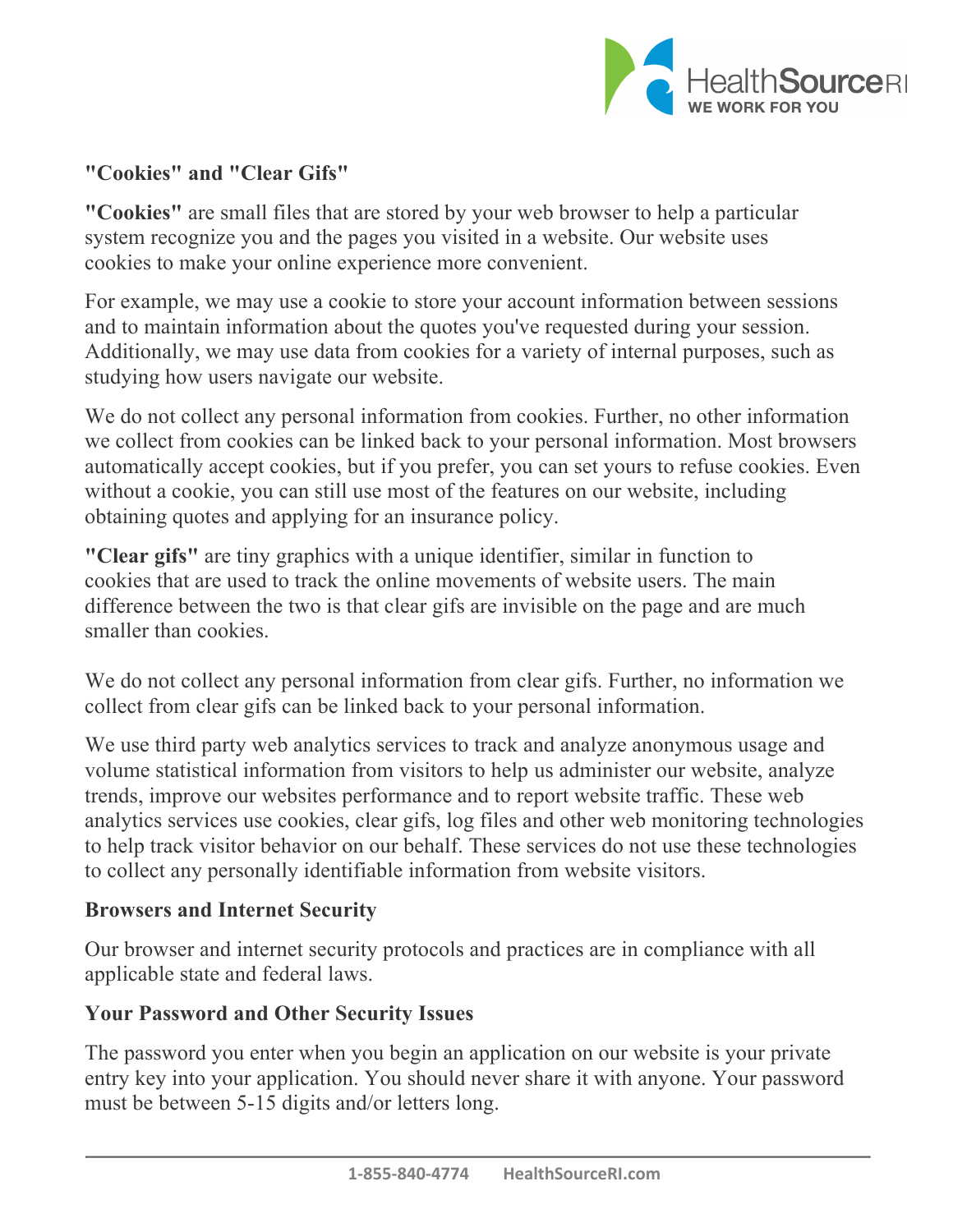**"Cookies" and "Clear Gifs"**

**"Cookies"** are small files that are stored by your web browser to help a particular system recognize you and the pages you visited in a website. Our website uses cookies to make your online experience more convenient.

For example, we may use a cookie to store your account information between sessions and to maintain information about the quotes you've requested during your session. Additionally, we may use data from cookies for a variety of internal purposes, such as studying how users navigate our website.

We do not collect any personal information from cookies. Further, no other information we collect from cookies can be linked back to your personal information. Most browsers automatically accept cookies, but if you prefer, you can set yours to refuse cookies. Even without a cookie, you can still use most of the features on our website, including obtaining quotes and applying for an insurance policy.

**"Clear gifs"** are tiny graphics with a unique identifier, similar in function to cookies that are used to track the online movements of website users. The main difference between the two is that clear gifs are invisible on the page and are much smaller than cookies.

We do not collect any personal information from clear gifs. Further, no information we collect from clear gifs can be linked back to your personal information.

We use third party web analytics services to track and analyze anonymous usage and volume statistical information from visitors to help us administer our website, analyze trends, improve our websites performance and to report website traffic. These web analytics services use cookies, clear gifs, log files and other web monitoring technologies to help track visitor behavior on our behalf. These services do not use these technologies to collect any personally identifiable information from website visitors.

**Browsers and Internet Security**

Our browser and internet security protocols and practices are in compliance with all applicable state and federal laws.

**Your Password and Other Security Issues**

The password you enter when you begin an application on our website is your private entry key into your application. You should never share it with anyone. Your password must be between 5-15 digits and/or letters long.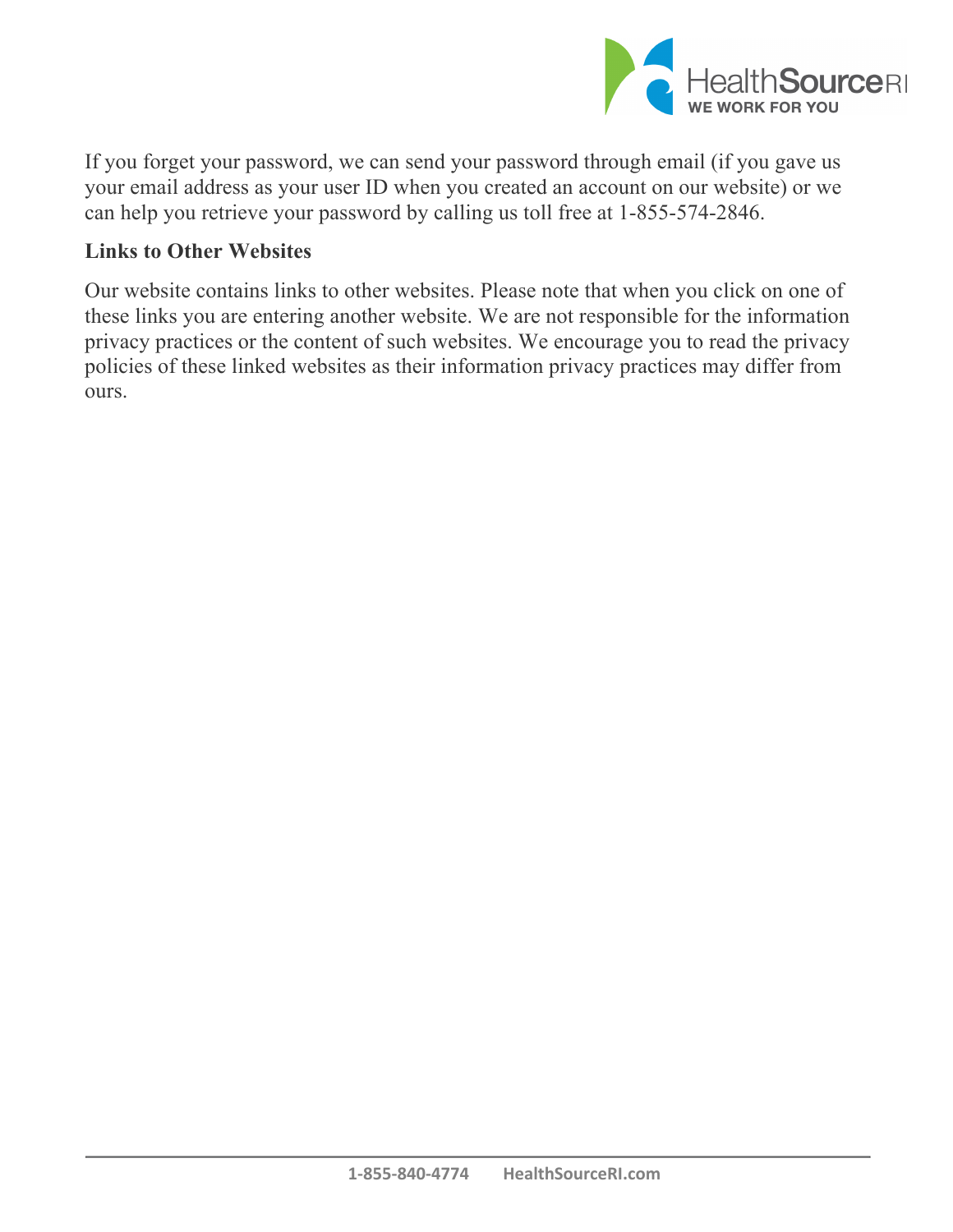If you forget your password, we can send your password through email (if you gave us your email address as your user ID when you created an account on our website) or we can help you retrieve your password by calling us toll free at 1-855-574-2846.

**Links to Other Websites**

Our website contains links to other websites. Please note that when you click on one of these links you are entering another website. We are not responsible for the information privacy practices or the content of such websites. We encourage you to read the privacy policies of these linked websites as their information privacy practices may differ from ours.